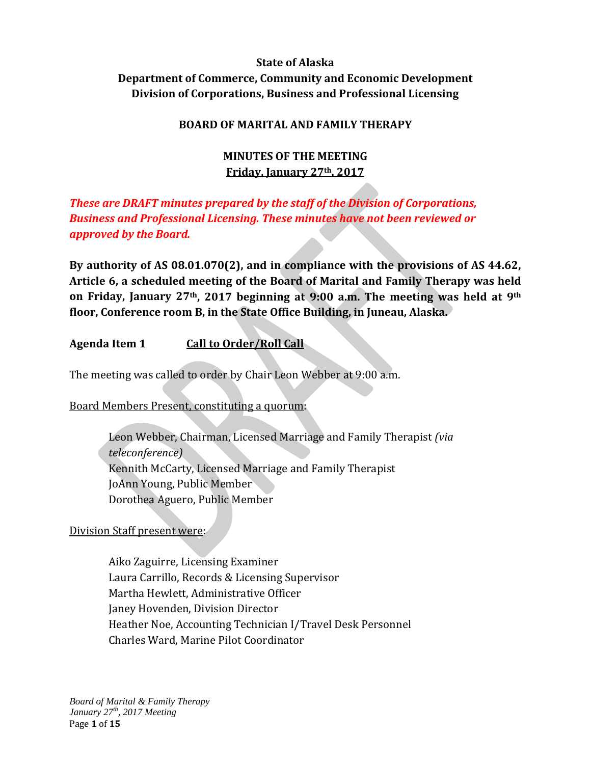**State of Alaska**
**Department of Commerce, Community and Economic Development**
**Division of Corporations, Business and Professional Licensing**

**BOARD OF MARITAL AND FAMILY THERAPY**

**MINUTES OF THE MEETING**
**Friday, January 27th, 2017**

***These are DRAFT minutes prepared by the staff of the Division of Corporations, Business and Professional Licensing. These minutes have not been reviewed or approved by the Board.***

**By authority of AS 08.01.070(2), and in compliance with the provisions of AS 44.62, Article 6, a scheduled meeting of the Board of Marital and Family Therapy was held on Friday, January 27th, 2017 beginning at 9:00 a.m. The meeting was held at 9th floor, Conference room B, in the State Office Building, in Juneau, Alaska.**

**Agenda Item 1** **Call to Order/Roll Call**

The meeting was called to order by Chair Leon Webber at 9:00 a.m.

Board Members Present, constituting a quorum:

Leon Webber, Chairman, Licensed Marriage and Family Therapist *(via teleconference)*
Kennith McCarty, Licensed Marriage and Family Therapist
JoAnn Young, Public Member
Dorothea Aguero, Public Member

Division Staff present were:

Aiko Zaguirre, Licensing Examiner
Laura Carrillo, Records & Licensing Supervisor
Martha Hewlett, Administrative Officer
Janey Hovenden, Division Director
Heather Noe, Accounting Technician I/Travel Desk Personnel
Charles Ward, Marine Pilot Coordinator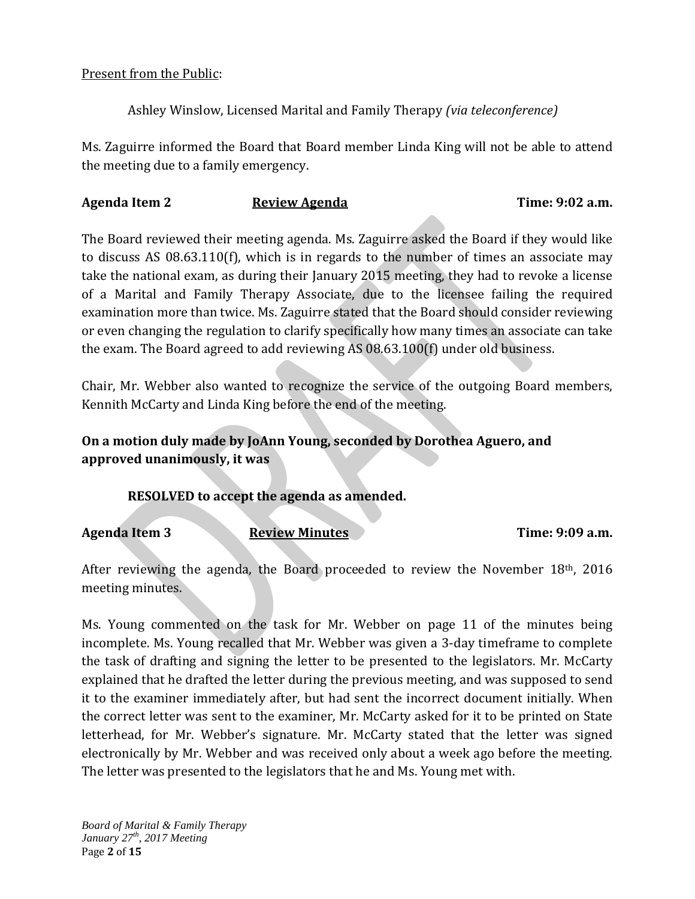Present from the Public:

Ashley Winslow, Licensed Marital and Family Therapy *(via teleconference)*

Ms. Zaguirre informed the Board that Board member Linda King will not be able to attend the meeting due to a family emergency.

**Agenda Item 2** **Review Agenda** **Time: 9:02 a.m.**

The Board reviewed their meeting agenda. Ms. Zaguirre asked the Board if they would like to discuss AS 08.63.110(f), which is in regards to the number of times an associate may take the national exam, as during their January 2015 meeting, they had to revoke a license of a Marital and Family Therapy Associate, due to the licensee failing the required examination more than twice. Ms. Zaguirre stated that the Board should consider reviewing or even changing the regulation to clarify specifically how many times an associate can take the exam. The Board agreed to add reviewing AS 08.63.100(f) under old business.

Chair, Mr. Webber also wanted to recognize the service of the outgoing Board members, Kennith McCarty and Linda King before the end of the meeting.

**On a motion duly made by JoAnn Young, seconded by Dorothea Aguero, and approved unanimously, it was**

**RESOLVED to accept the agenda as amended.**

**Agenda Item 3** **Review Minutes** **Time: 9:09 a.m.**

After reviewing the agenda, the Board proceeded to review the November 18th, 2016 meeting minutes.

Ms. Young commented on the task for Mr. Webber on page 11 of the minutes being incomplete. Ms. Young recalled that Mr. Webber was given a 3-day timeframe to complete the task of drafting and signing the letter to be presented to the legislators. Mr. McCarty explained that he drafted the letter during the previous meeting, and was supposed to send it to the examiner immediately after, but had sent the incorrect document initially. When the correct letter was sent to the examiner, Mr. McCarty asked for it to be printed on State letterhead, for Mr. Webber's signature. Mr. McCarty stated that the letter was signed electronically by Mr. Webber and was received only about a week ago before the meeting. The letter was presented to the legislators that he and Ms. Young met with.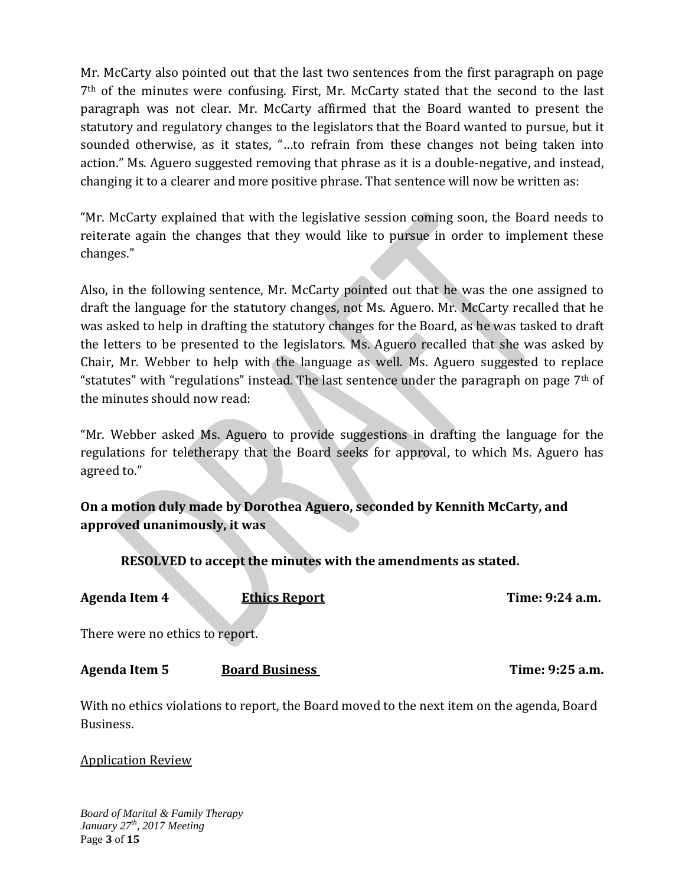Mr. McCarty also pointed out that the last two sentences from the first paragraph on page 7th of the minutes were confusing. First, Mr. McCarty stated that the second to the last paragraph was not clear. Mr. McCarty affirmed that the Board wanted to present the statutory and regulatory changes to the legislators that the Board wanted to pursue, but it sounded otherwise, as it states, "…to refrain from these changes not being taken into action." Ms. Aguero suggested removing that phrase as it is a double-negative, and instead, changing it to a clearer and more positive phrase. That sentence will now be written as:

"Mr. McCarty explained that with the legislative session coming soon, the Board needs to reiterate again the changes that they would like to pursue in order to implement these changes."

Also, in the following sentence, Mr. McCarty pointed out that he was the one assigned to draft the language for the statutory changes, not Ms. Aguero. Mr. McCarty recalled that he was asked to help in drafting the statutory changes for the Board, as he was tasked to draft the letters to be presented to the legislators. Ms. Aguero recalled that she was asked by Chair, Mr. Webber to help with the language as well. Ms. Aguero suggested to replace "statutes" with "regulations" instead. The last sentence under the paragraph on page 7th of the minutes should now read:

"Mr. Webber asked Ms. Aguero to provide suggestions in drafting the language for the regulations for teletherapy that the Board seeks for approval, to which Ms. Aguero has agreed to."

**On a motion duly made by Dorothea Aguero, seconded by Kennith McCarty, and approved unanimously, it was**

**RESOLVED to accept the minutes with the amendments as stated.**

**Agenda Item 4** **Ethics Report** **Time: 9:24 a.m.**

There were no ethics to report.

**Agenda Item 5** **Board Business** **Time: 9:25 a.m.**

With no ethics violations to report, the Board moved to the next item on the agenda, Board Business.

Application Review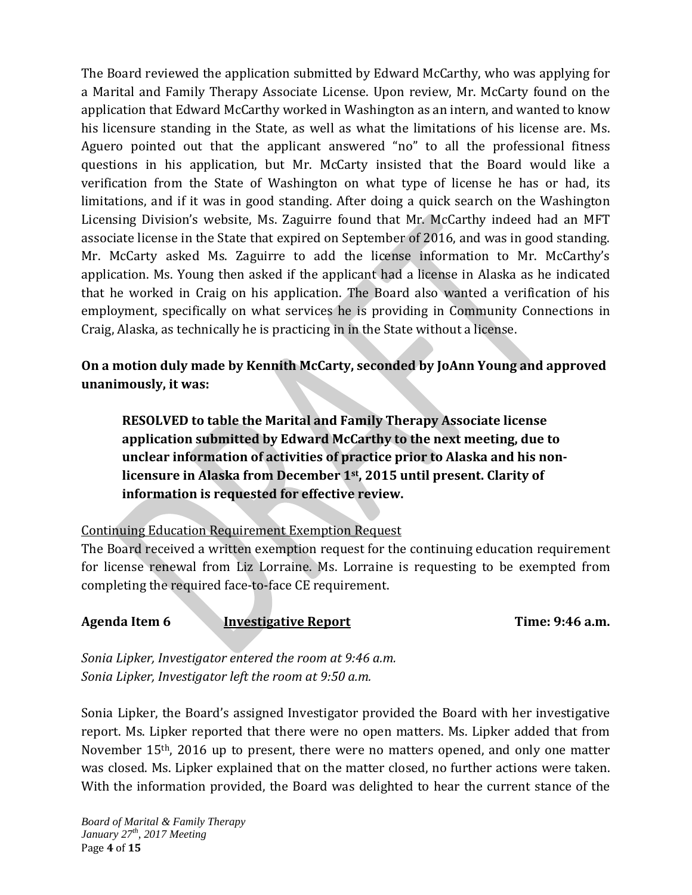The Board reviewed the application submitted by Edward McCarthy, who was applying for a Marital and Family Therapy Associate License. Upon review, Mr. McCarty found on the application that Edward McCarthy worked in Washington as an intern, and wanted to know his licensure standing in the State, as well as what the limitations of his license are. Ms. Aguero pointed out that the applicant answered "no" to all the professional fitness questions in his application, but Mr. McCarty insisted that the Board would like a verification from the State of Washington on what type of license he has or had, its limitations, and if it was in good standing. After doing a quick search on the Washington Licensing Division's website, Ms. Zaguirre found that Mr. McCarthy indeed had an MFT associate license in the State that expired on September of 2016, and was in good standing. Mr. McCarty asked Ms. Zaguirre to add the license information to Mr. McCarthy's application. Ms. Young then asked if the applicant had a license in Alaska as he indicated that he worked in Craig on his application. The Board also wanted a verification of his employment, specifically on what services he is providing in Community Connections in Craig, Alaska, as technically he is practicing in in the State without a license.

**On a motion duly made by Kennith McCarty, seconded by JoAnn Young and approved unanimously, it was:**

> **RESOLVED to table the Marital and Family Therapy Associate license application submitted by Edward McCarthy to the next meeting, due to unclear information of activities of practice prior to Alaska and his non-licensure in Alaska from December 1st, 2015 until present. Clarity of information is requested for effective review.**

Continuing Education Requirement Exemption Request

The Board received a written exemption request for the continuing education requirement for license renewal from Liz Lorraine. Ms. Lorraine is requesting to be exempted from completing the required face-to-face CE requirement.

**Agenda Item 6 Investigative Report Time: 9:46 a.m.**

*Sonia Lipker, Investigator entered the room at 9:46 a.m.*
*Sonia Lipker, Investigator left the room at 9:50 a.m.*

Sonia Lipker, the Board's assigned Investigator provided the Board with her investigative report. Ms. Lipker reported that there were no open matters. Ms. Lipker added that from November 15th, 2016 up to present, there were no matters opened, and only one matter was closed. Ms. Lipker explained that on the matter closed, no further actions were taken. With the information provided, the Board was delighted to hear the current stance of the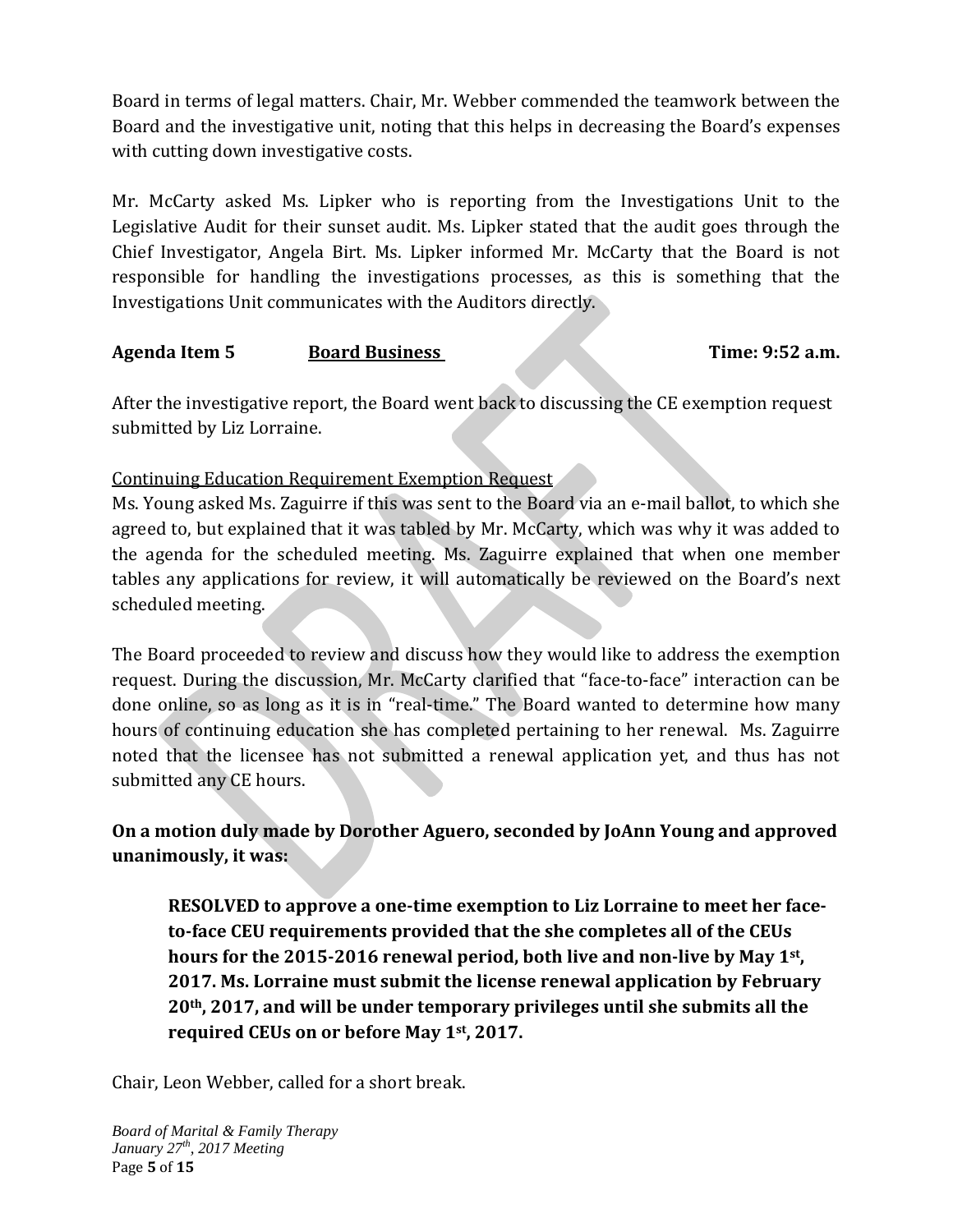Board in terms of legal matters. Chair, Mr. Webber commended the teamwork between the Board and the investigative unit, noting that this helps in decreasing the Board's expenses with cutting down investigative costs.

Mr. McCarty asked Ms. Lipker who is reporting from the Investigations Unit to the Legislative Audit for their sunset audit. Ms. Lipker stated that the audit goes through the Chief Investigator, Angela Birt. Ms. Lipker informed Mr. McCarty that the Board is not responsible for handling the investigations processes, as this is something that the Investigations Unit communicates with the Auditors directly.

**Agenda Item 5** **Board Business** **Time: 9:52 a.m.**

After the investigative report, the Board went back to discussing the CE exemption request submitted by Liz Lorraine.

Continuing Education Requirement Exemption Request
Ms. Young asked Ms. Zaguirre if this was sent to the Board via an e-mail ballot, to which she agreed to, but explained that it was tabled by Mr. McCarty, which was why it was added to the agenda for the scheduled meeting. Ms. Zaguirre explained that when one member tables any applications for review, it will automatically be reviewed on the Board's next scheduled meeting.

The Board proceeded to review and discuss how they would like to address the exemption request. During the discussion, Mr. McCarty clarified that "face-to-face" interaction can be done online, so as long as it is in "real-time." The Board wanted to determine how many hours of continuing education she has completed pertaining to her renewal. Ms. Zaguirre noted that the licensee has not submitted a renewal application yet, and thus has not submitted any CE hours.

**On a motion duly made by Dorother Aguero, seconded by JoAnn Young and approved unanimously, it was:**

> **RESOLVED to approve a one-time exemption to Liz Lorraine to meet her face-to-face CEU requirements provided that the she completes all of the CEUs hours for the 2015-2016 renewal period, both live and non-live by May 1st, 2017. Ms. Lorraine must submit the license renewal application by February 20th, 2017, and will be under temporary privileges until she submits all the required CEUs on or before May 1st, 2017.**

Chair, Leon Webber, called for a short break.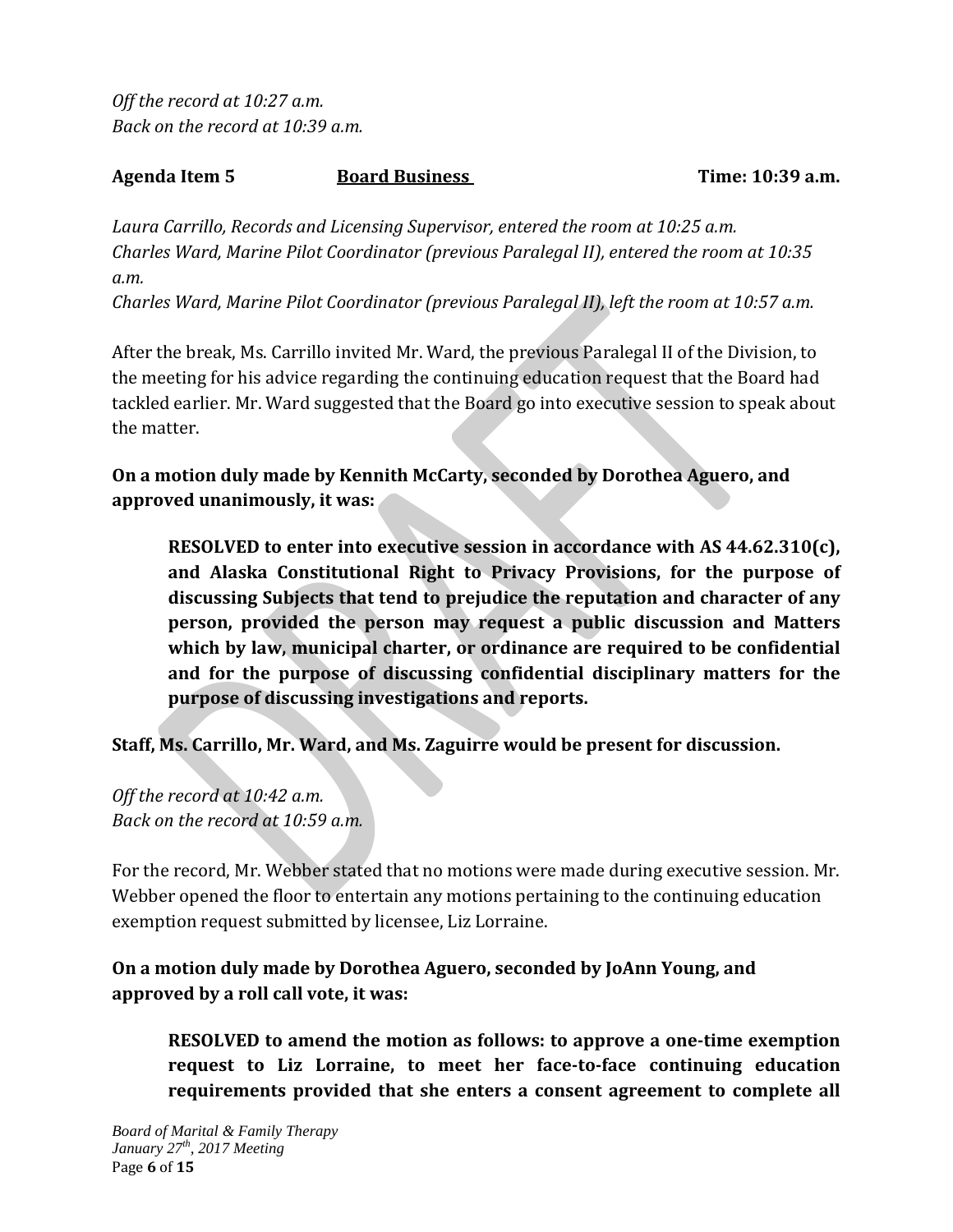*Off the record at 10:27 a.m.*
*Back on the record at 10:39 a.m.*

**Agenda Item 5** **Board Business** **Time: 10:39 a.m.**

*Laura Carrillo, Records and Licensing Supervisor, entered the room at 10:25 a.m.*
*Charles Ward, Marine Pilot Coordinator (previous Paralegal II), entered the room at 10:35 a.m.*
*Charles Ward, Marine Pilot Coordinator (previous Paralegal II), left the room at 10:57 a.m.*

After the break, Ms. Carrillo invited Mr. Ward, the previous Paralegal II of the Division, to the meeting for his advice regarding the continuing education request that the Board had tackled earlier. Mr. Ward suggested that the Board go into executive session to speak about the matter.

**On a motion duly made by Kennith McCarty, seconded by Dorothea Aguero, and approved unanimously, it was:**

> **RESOLVED to enter into executive session in accordance with AS 44.62.310(c), and Alaska Constitutional Right to Privacy Provisions, for the purpose of discussing Subjects that tend to prejudice the reputation and character of any person, provided the person may request a public discussion and Matters which by law, municipal charter, or ordinance are required to be confidential and for the purpose of discussing confidential disciplinary matters for the purpose of discussing investigations and reports.**

**Staff, Ms. Carrillo, Mr. Ward, and Ms. Zaguirre would be present for discussion.**

*Off the record at 10:42 a.m.*
*Back on the record at 10:59 a.m.*

For the record, Mr. Webber stated that no motions were made during executive session. Mr. Webber opened the floor to entertain any motions pertaining to the continuing education exemption request submitted by licensee, Liz Lorraine.

**On a motion duly made by Dorothea Aguero, seconded by JoAnn Young, and approved by a roll call vote, it was:**

> **RESOLVED to amend the motion as follows: to approve a one-time exemption request to Liz Lorraine, to meet her face-to-face continuing education requirements provided that she enters a consent agreement to complete all**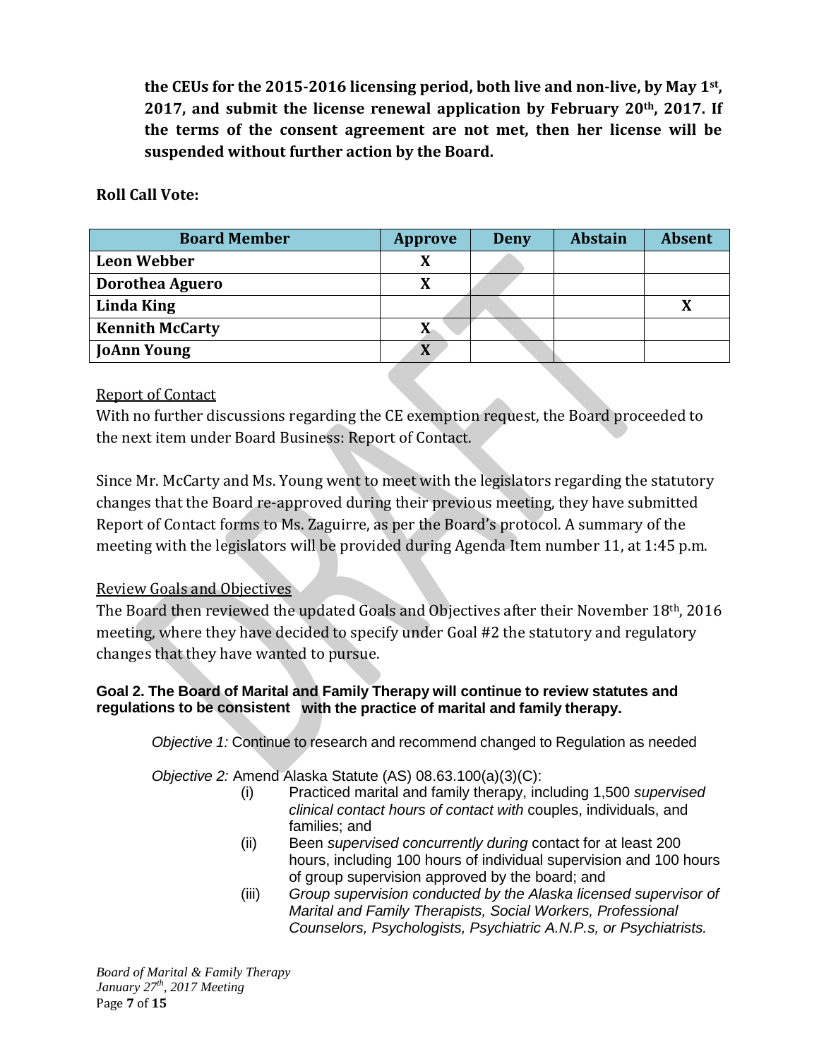**the CEUs for the 2015-2016 licensing period, both live and non-live, by May 1st, 2017, and submit the license renewal application by February 20th, 2017. If the terms of the consent agreement are not met, then her license will be suspended without further action by the Board.**

**Roll Call Vote:**

| Board Member | Approve | Deny | Abstain | Absent |
|---|---|---|---|---|
| **Leon Webber** | X | | | |
| **Dorothea Aguero** | X | | | |
| **Linda King** | | | | X |
| **Kennith McCarty** | X | | | |
| **JoAnn Young** | X | | | |

Report of Contact

With no further discussions regarding the CE exemption request, the Board proceeded to the next item under Board Business: Report of Contact.

Since Mr. McCarty and Ms. Young went to meet with the legislators regarding the statutory changes that the Board re-approved during their previous meeting, they have submitted Report of Contact forms to Ms. Zaguirre, as per the Board's protocol. A summary of the meeting with the legislators will be provided during Agenda Item number 11, at 1:45 p.m.

Review Goals and Objectives

The Board then reviewed the updated Goals and Objectives after their November 18th, 2016 meeting, where they have decided to specify under Goal #2 the statutory and regulatory changes that they have wanted to pursue.

**Goal 2. The Board of Marital and Family Therapy will continue to review statutes and regulations to be consistent with the practice of marital and family therapy.**

*Objective 1:* Continue to research and recommend changed to Regulation as needed

*Objective 2:* Amend Alaska Statute (AS) 08.63.100(a)(3)(C):

- (i) Practiced marital and family therapy, including 1,500 *supervised clinical contact hours of contact with* couples, individuals, and families; and
- (ii) Been *supervised concurrently during* contact for at least 200 hours, including 100 hours of individual supervision and 100 hours of group supervision approved by the board; and
- (iii) *Group supervision conducted by the Alaska licensed supervisor of Marital and Family Therapists, Social Workers, Professional Counselors, Psychologists, Psychiatric A.N.P.s, or Psychiatrists.*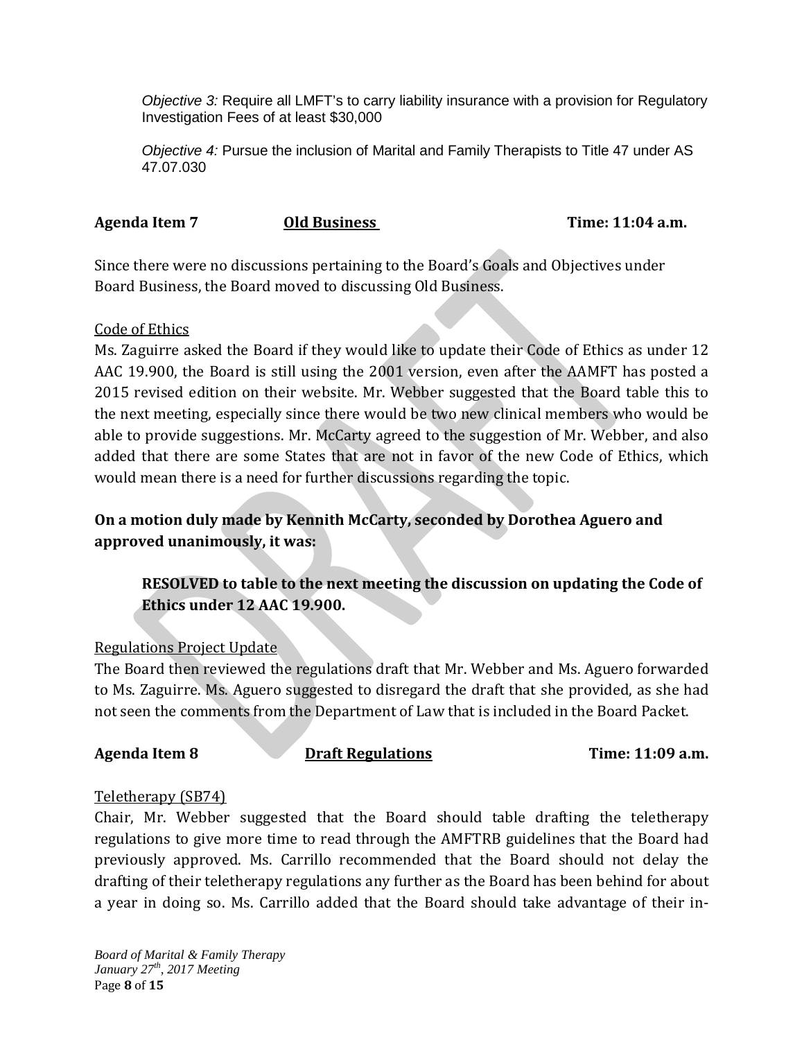*Objective 3:* Require all LMFT's to carry liability insurance with a provision for Regulatory Investigation Fees of at least $30,000

*Objective 4:* Pursue the inclusion of Marital and Family Therapists to Title 47 under AS 47.07.030

**Agenda Item 7** **Old Business** **Time: 11:04 a.m.**

Since there were no discussions pertaining to the Board's Goals and Objectives under Board Business, the Board moved to discussing Old Business.

Code of Ethics

Ms. Zaguirre asked the Board if they would like to update their Code of Ethics as under 12 AAC 19.900, the Board is still using the 2001 version, even after the AAMFT has posted a 2015 revised edition on their website. Mr. Webber suggested that the Board table this to the next meeting, especially since there would be two new clinical members who would be able to provide suggestions. Mr. McCarty agreed to the suggestion of Mr. Webber, and also added that there are some States that are not in favor of the new Code of Ethics, which would mean there is a need for further discussions regarding the topic.

**On a motion duly made by Kennith McCarty, seconded by Dorothea Aguero and approved unanimously, it was:**

**RESOLVED to table to the next meeting the discussion on updating the Code of Ethics under 12 AAC 19.900.**

Regulations Project Update

The Board then reviewed the regulations draft that Mr. Webber and Ms. Aguero forwarded to Ms. Zaguirre. Ms. Aguero suggested to disregard the draft that she provided, as she had not seen the comments from the Department of Law that is included in the Board Packet.

**Agenda Item 8** **Draft Regulations** **Time: 11:09 a.m.**

Teletherapy (SB74)

Chair, Mr. Webber suggested that the Board should table drafting the teletherapy regulations to give more time to read through the AMFTRB guidelines that the Board had previously approved. Ms. Carrillo recommended that the Board should not delay the drafting of their teletherapy regulations any further as the Board has been behind for about a year in doing so. Ms. Carrillo added that the Board should take advantage of their in-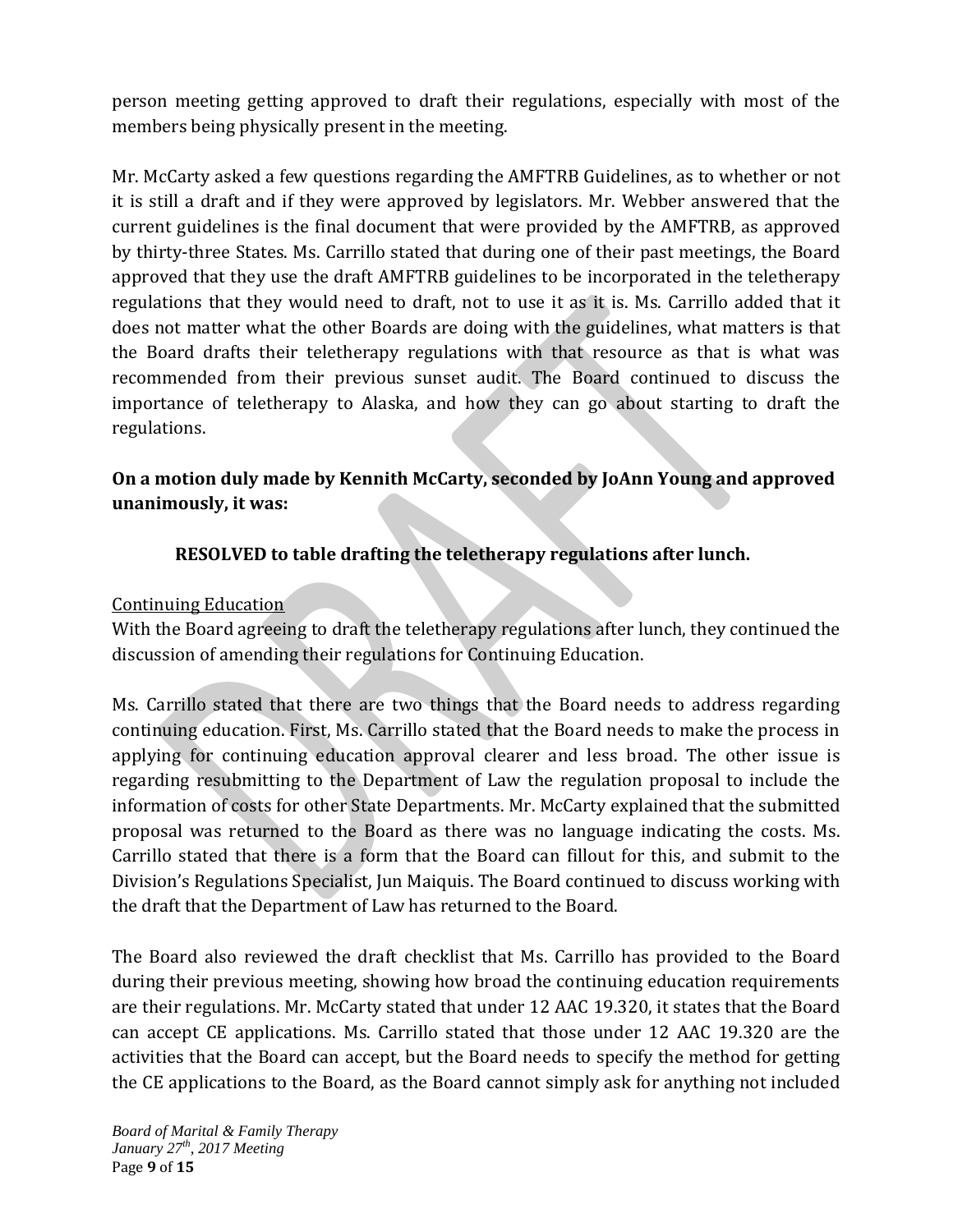person meeting getting approved to draft their regulations, especially with most of the members being physically present in the meeting.

Mr. McCarty asked a few questions regarding the AMFTRB Guidelines, as to whether or not it is still a draft and if they were approved by legislators. Mr. Webber answered that the current guidelines is the final document that were provided by the AMFTRB, as approved by thirty-three States. Ms. Carrillo stated that during one of their past meetings, the Board approved that they use the draft AMFTRB guidelines to be incorporated in the teletherapy regulations that they would need to draft, not to use it as it is. Ms. Carrillo added that it does not matter what the other Boards are doing with the guidelines, what matters is that the Board drafts their teletherapy regulations with that resource as that is what was recommended from their previous sunset audit. The Board continued to discuss the importance of teletherapy to Alaska, and how they can go about starting to draft the regulations.

**On a motion duly made by Kennith McCarty, seconded by JoAnn Young and approved unanimously, it was:**

**RESOLVED to table drafting the teletherapy regulations after lunch.**

Continuing Education

With the Board agreeing to draft the teletherapy regulations after lunch, they continued the discussion of amending their regulations for Continuing Education.

Ms. Carrillo stated that there are two things that the Board needs to address regarding continuing education. First, Ms. Carrillo stated that the Board needs to make the process in applying for continuing education approval clearer and less broad. The other issue is regarding resubmitting to the Department of Law the regulation proposal to include the information of costs for other State Departments. Mr. McCarty explained that the submitted proposal was returned to the Board as there was no language indicating the costs. Ms. Carrillo stated that there is a form that the Board can fillout for this, and submit to the Division's Regulations Specialist, Jun Maiquis. The Board continued to discuss working with the draft that the Department of Law has returned to the Board.

The Board also reviewed the draft checklist that Ms. Carrillo has provided to the Board during their previous meeting, showing how broad the continuing education requirements are their regulations. Mr. McCarty stated that under 12 AAC 19.320, it states that the Board can accept CE applications. Ms. Carrillo stated that those under 12 AAC 19.320 are the activities that the Board can accept, but the Board needs to specify the method for getting the CE applications to the Board, as the Board cannot simply ask for anything not included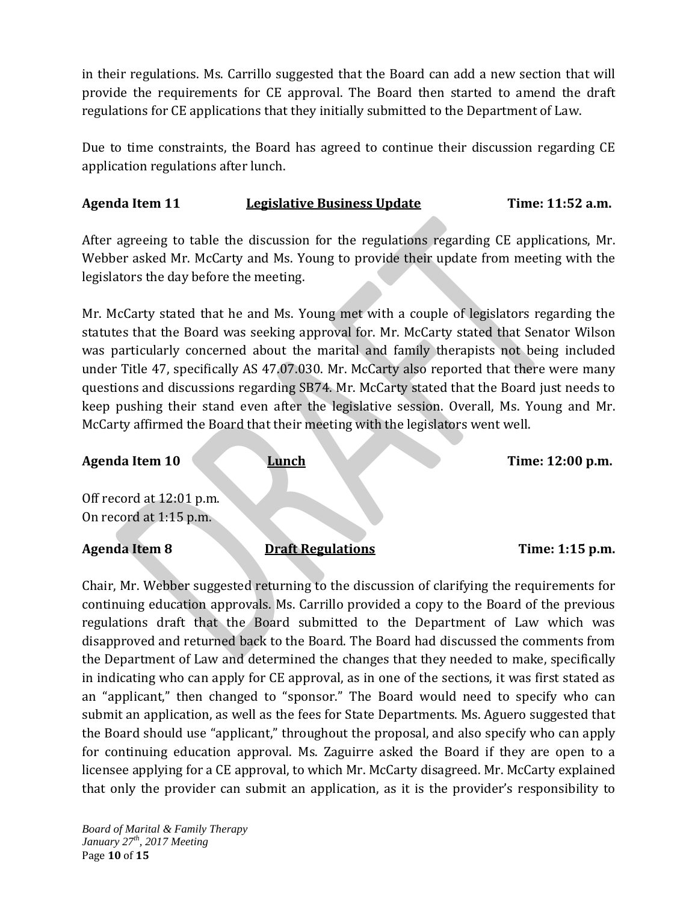in their regulations. Ms. Carrillo suggested that the Board can add a new section that will provide the requirements for CE approval. The Board then started to amend the draft regulations for CE applications that they initially submitted to the Department of Law.

Due to time constraints, the Board has agreed to continue their discussion regarding CE application regulations after lunch.

**Agenda Item 11** **Legislative Business Update** **Time: 11:52 a.m.**

After agreeing to table the discussion for the regulations regarding CE applications, Mr. Webber asked Mr. McCarty and Ms. Young to provide their update from meeting with the legislators the day before the meeting.

Mr. McCarty stated that he and Ms. Young met with a couple of legislators regarding the statutes that the Board was seeking approval for. Mr. McCarty stated that Senator Wilson was particularly concerned about the marital and family therapists not being included under Title 47, specifically AS 47.07.030. Mr. McCarty also reported that there were many questions and discussions regarding SB74. Mr. McCarty stated that the Board just needs to keep pushing their stand even after the legislative session. Overall, Ms. Young and Mr. McCarty affirmed the Board that their meeting with the legislators went well.

**Agenda Item 10** **Lunch** **Time: 12:00 p.m.**

Off record at 12:01 p.m.
On record at 1:15 p.m.

**Agenda Item 8** **Draft Regulations** **Time: 1:15 p.m.**

Chair, Mr. Webber suggested returning to the discussion of clarifying the requirements for continuing education approvals. Ms. Carrillo provided a copy to the Board of the previous regulations draft that the Board submitted to the Department of Law which was disapproved and returned back to the Board. The Board had discussed the comments from the Department of Law and determined the changes that they needed to make, specifically in indicating who can apply for CE approval, as in one of the sections, it was first stated as an "applicant," then changed to "sponsor." The Board would need to specify who can submit an application, as well as the fees for State Departments. Ms. Aguero suggested that the Board should use "applicant," throughout the proposal, and also specify who can apply for continuing education approval. Ms. Zaguirre asked the Board if they are open to a licensee applying for a CE approval, to which Mr. McCarty disagreed. Mr. McCarty explained that only the provider can submit an application, as it is the provider's responsibility to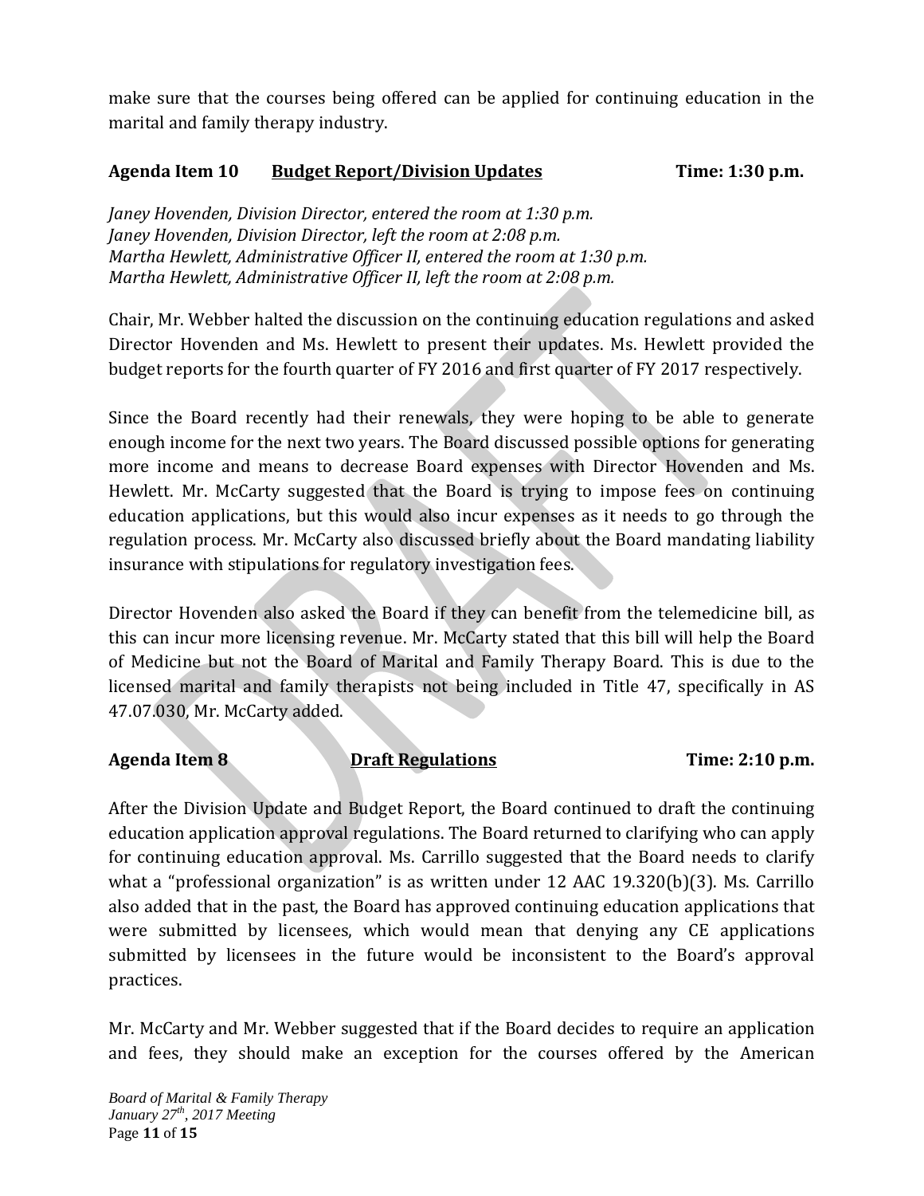make sure that the courses being offered can be applied for continuing education in the marital and family therapy industry.

**Agenda Item 10 Budget Report/Division Updates Time: 1:30 p.m.**

*Janey Hovenden, Division Director, entered the room at 1:30 p.m.*
*Janey Hovenden, Division Director, left the room at 2:08 p.m.*
*Martha Hewlett, Administrative Officer II, entered the room at 1:30 p.m.*
*Martha Hewlett, Administrative Officer II, left the room at 2:08 p.m.*

Chair, Mr. Webber halted the discussion on the continuing education regulations and asked Director Hovenden and Ms. Hewlett to present their updates. Ms. Hewlett provided the budget reports for the fourth quarter of FY 2016 and first quarter of FY 2017 respectively.

Since the Board recently had their renewals, they were hoping to be able to generate enough income for the next two years. The Board discussed possible options for generating more income and means to decrease Board expenses with Director Hovenden and Ms. Hewlett. Mr. McCarty suggested that the Board is trying to impose fees on continuing education applications, but this would also incur expenses as it needs to go through the regulation process. Mr. McCarty also discussed briefly about the Board mandating liability insurance with stipulations for regulatory investigation fees.

Director Hovenden also asked the Board if they can benefit from the telemedicine bill, as this can incur more licensing revenue. Mr. McCarty stated that this bill will help the Board of Medicine but not the Board of Marital and Family Therapy Board. This is due to the licensed marital and family therapists not being included in Title 47, specifically in AS 47.07.030, Mr. McCarty added.

**Agenda Item 8 Draft Regulations Time: 2:10 p.m.**

After the Division Update and Budget Report, the Board continued to draft the continuing education application approval regulations. The Board returned to clarifying who can apply for continuing education approval. Ms. Carrillo suggested that the Board needs to clarify what a "professional organization" is as written under 12 AAC 19.320(b)(3). Ms. Carrillo also added that in the past, the Board has approved continuing education applications that were submitted by licensees, which would mean that denying any CE applications submitted by licensees in the future would be inconsistent to the Board's approval practices.

Mr. McCarty and Mr. Webber suggested that if the Board decides to require an application and fees, they should make an exception for the courses offered by the American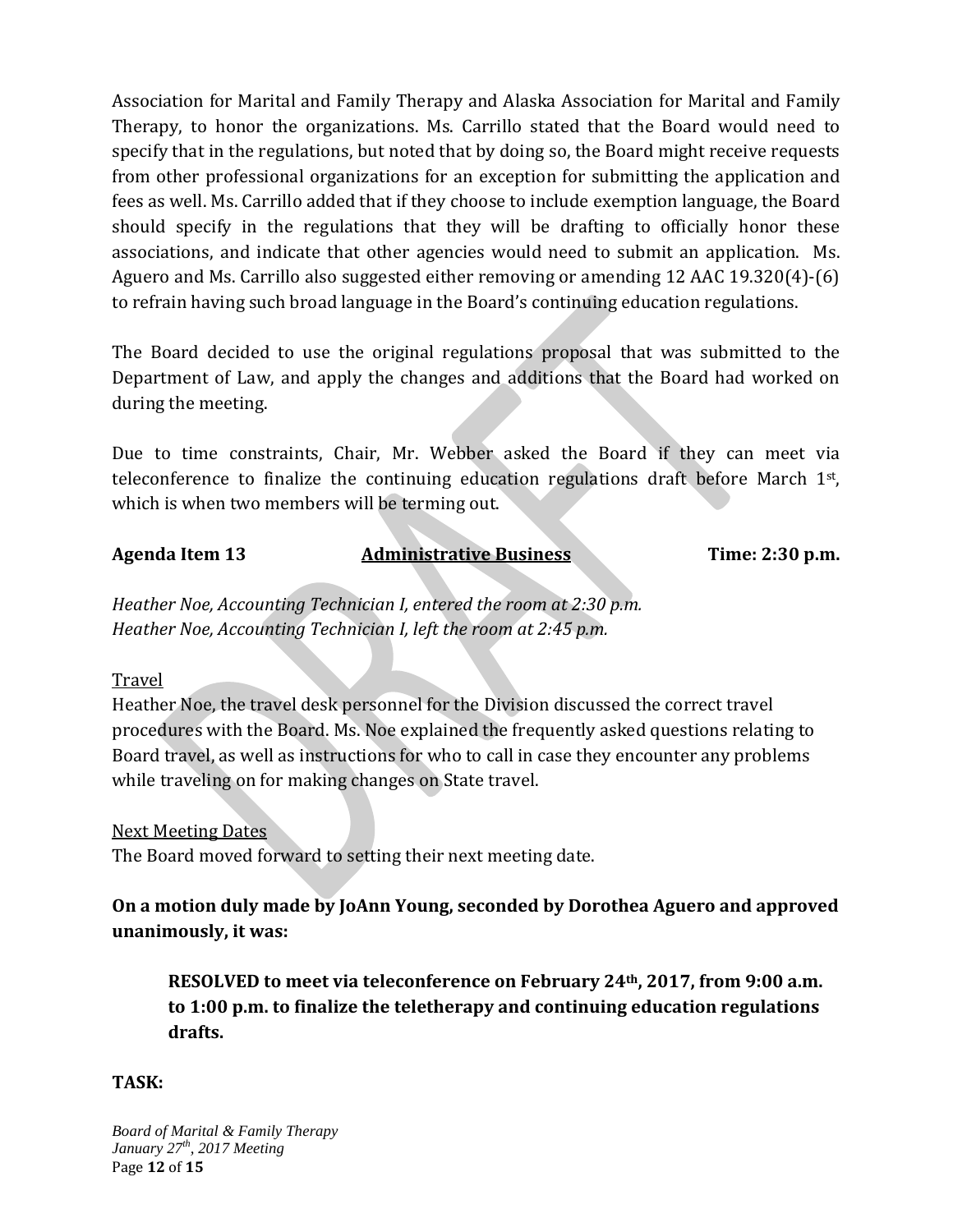Association for Marital and Family Therapy and Alaska Association for Marital and Family Therapy, to honor the organizations. Ms. Carrillo stated that the Board would need to specify that in the regulations, but noted that by doing so, the Board might receive requests from other professional organizations for an exception for submitting the application and fees as well. Ms. Carrillo added that if they choose to include exemption language, the Board should specify in the regulations that they will be drafting to officially honor these associations, and indicate that other agencies would need to submit an application. Ms. Aguero and Ms. Carrillo also suggested either removing or amending 12 AAC 19.320(4)-(6) to refrain having such broad language in the Board's continuing education regulations.

The Board decided to use the original regulations proposal that was submitted to the Department of Law, and apply the changes and additions that the Board had worked on during the meeting.

Due to time constraints, Chair, Mr. Webber asked the Board if they can meet via teleconference to finalize the continuing education regulations draft before March 1st, which is when two members will be terming out.

**Agenda Item 13** **Administrative Business** **Time: 2:30 p.m.**

*Heather Noe, Accounting Technician I, entered the room at 2:30 p.m.*
*Heather Noe, Accounting Technician I, left the room at 2:45 p.m.*

Travel

Heather Noe, the travel desk personnel for the Division discussed the correct travel procedures with the Board. Ms. Noe explained the frequently asked questions relating to Board travel, as well as instructions for who to call in case they encounter any problems while traveling on for making changes on State travel.

Next Meeting Dates

The Board moved forward to setting their next meeting date.

**On a motion duly made by JoAnn Young, seconded by Dorothea Aguero and approved unanimously, it was:**

> **RESOLVED to meet via teleconference on February 24th, 2017, from 9:00 a.m. to 1:00 p.m. to finalize the teletherapy and continuing education regulations drafts.**

**TASK:**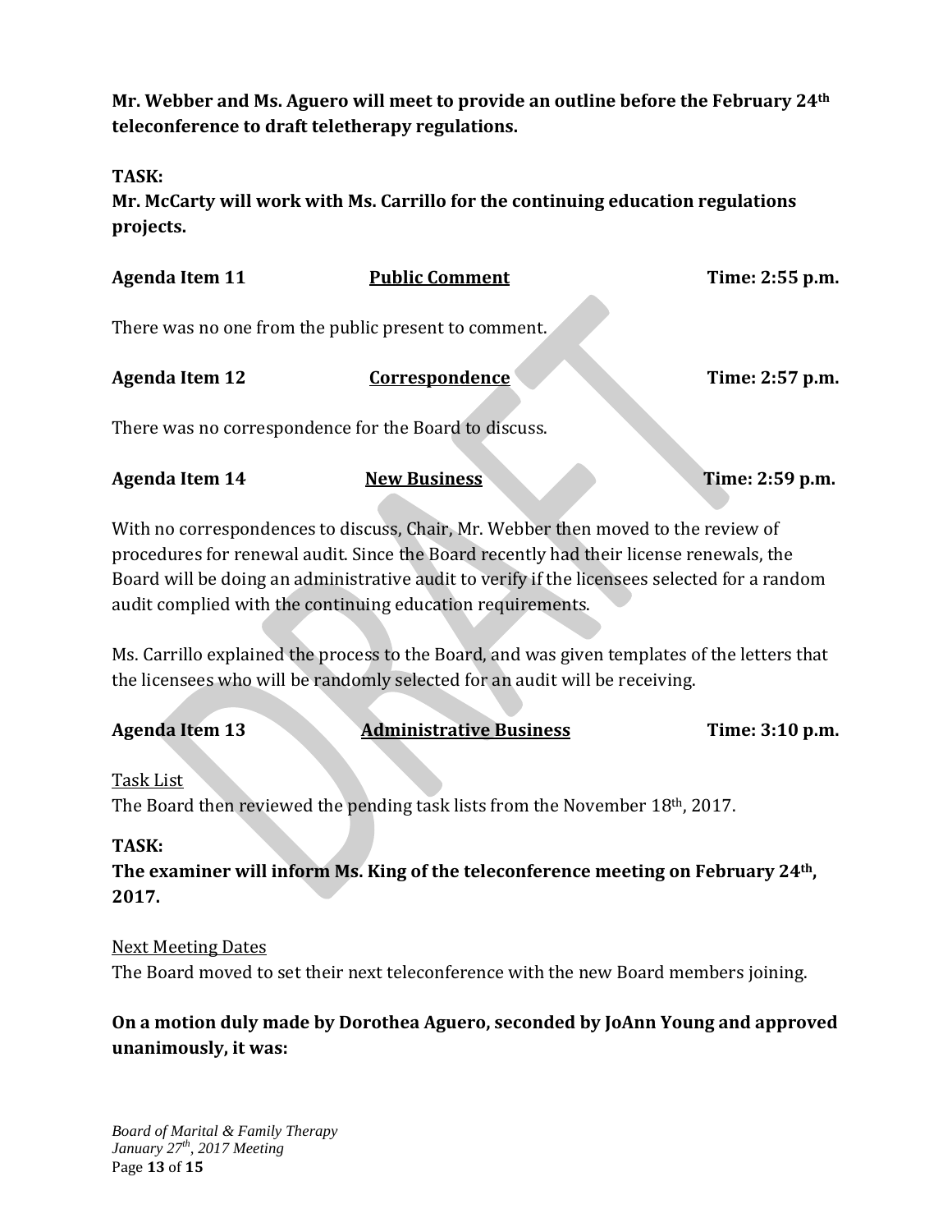**Mr. Webber and Ms. Aguero will meet to provide an outline before the February 24th teleconference to draft teletherapy regulations.**

**TASK:**
**Mr. McCarty will work with Ms. Carrillo for the continuing education regulations projects.**

**Agenda Item 11** **Public Comment** **Time: 2:55 p.m.**

There was no one from the public present to comment.

**Agenda Item 12** **Correspondence** **Time: 2:57 p.m.**

There was no correspondence for the Board to discuss.

**Agenda Item 14** **New Business** **Time: 2:59 p.m.**

With no correspondences to discuss, Chair, Mr. Webber then moved to the review of procedures for renewal audit. Since the Board recently had their license renewals, the Board will be doing an administrative audit to verify if the licensees selected for a random audit complied with the continuing education requirements.

Ms. Carrillo explained the process to the Board, and was given templates of the letters that the licensees who will be randomly selected for an audit will be receiving.

**Agenda Item 13** **Administrative Business** **Time: 3:10 p.m.**

Task List
The Board then reviewed the pending task lists from the November 18th, 2017.

**TASK:**
**The examiner will inform Ms. King of the teleconference meeting on February 24th, 2017.**

Next Meeting Dates
The Board moved to set their next teleconference with the new Board members joining.

**On a motion duly made by Dorothea Aguero, seconded by JoAnn Young and approved unanimously, it was:**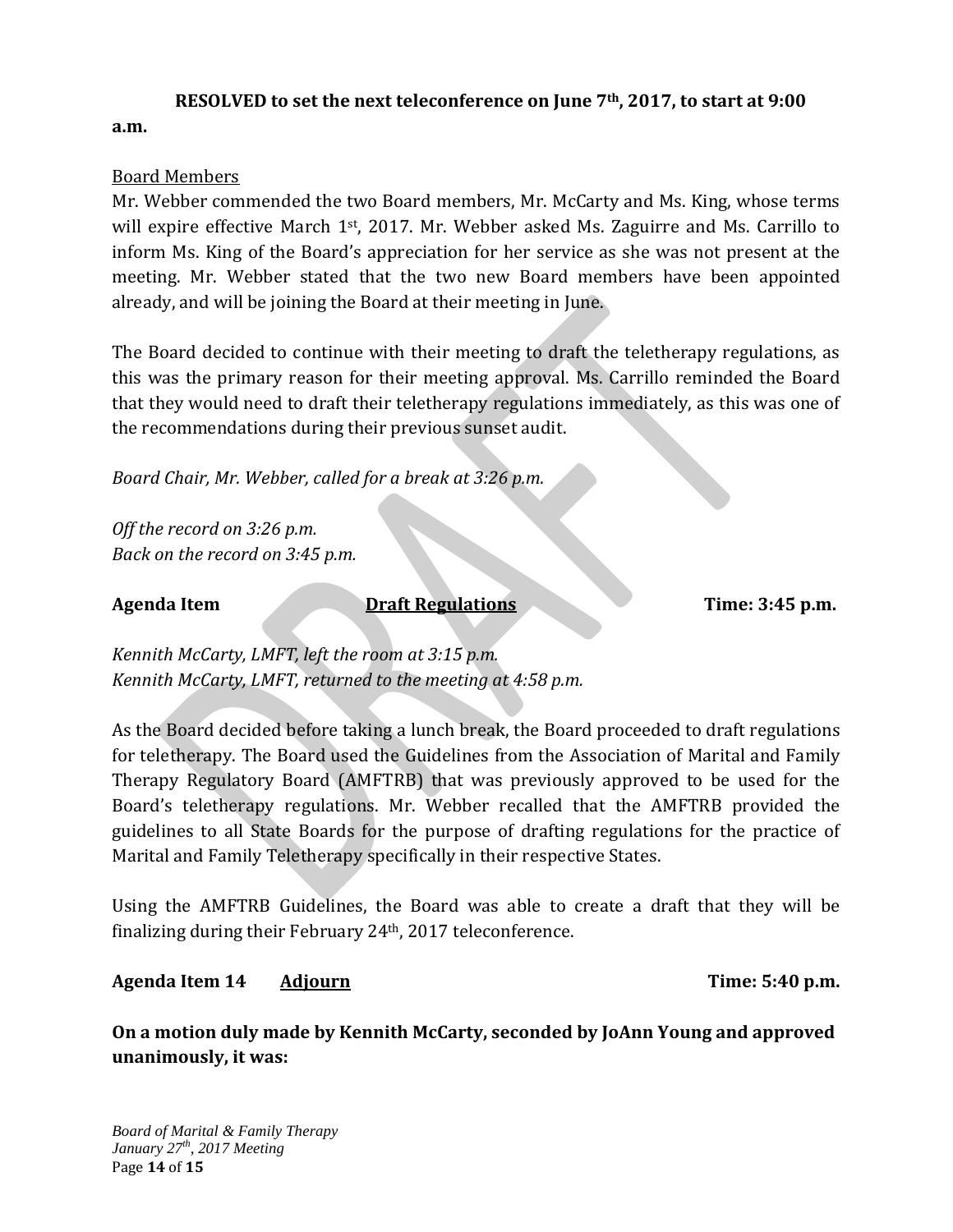**RESOLVED to set the next teleconference on June 7th, 2017, to start at 9:00 a.m.**

Board Members

Mr. Webber commended the two Board members, Mr. McCarty and Ms. King, whose terms will expire effective March 1st, 2017. Mr. Webber asked Ms. Zaguirre and Ms. Carrillo to inform Ms. King of the Board's appreciation for her service as she was not present at the meeting. Mr. Webber stated that the two new Board members have been appointed already, and will be joining the Board at their meeting in June.

The Board decided to continue with their meeting to draft the teletherapy regulations, as this was the primary reason for their meeting approval. Ms. Carrillo reminded the Board that they would need to draft their teletherapy regulations immediately, as this was one of the recommendations during their previous sunset audit.

*Board Chair, Mr. Webber, called for a break at 3:26 p.m.*

*Off the record on 3:26 p.m.*
*Back on the record on 3:45 p.m.*

**Agenda Item** **Draft Regulations** **Time: 3:45 p.m.**

*Kennith McCarty, LMFT, left the room at 3:15 p.m.*
*Kennith McCarty, LMFT, returned to the meeting at 4:58 p.m.*

As the Board decided before taking a lunch break, the Board proceeded to draft regulations for teletherapy. The Board used the Guidelines from the Association of Marital and Family Therapy Regulatory Board (AMFTRB) that was previously approved to be used for the Board's teletherapy regulations. Mr. Webber recalled that the AMFTRB provided the guidelines to all State Boards for the purpose of drafting regulations for the practice of Marital and Family Teletherapy specifically in their respective States.

Using the AMFTRB Guidelines, the Board was able to create a draft that they will be finalizing during their February 24th, 2017 teleconference.

**Agenda Item 14** **Adjourn** **Time: 5:40 p.m.**

**On a motion duly made by Kennith McCarty, seconded by JoAnn Young and approved unanimously, it was:**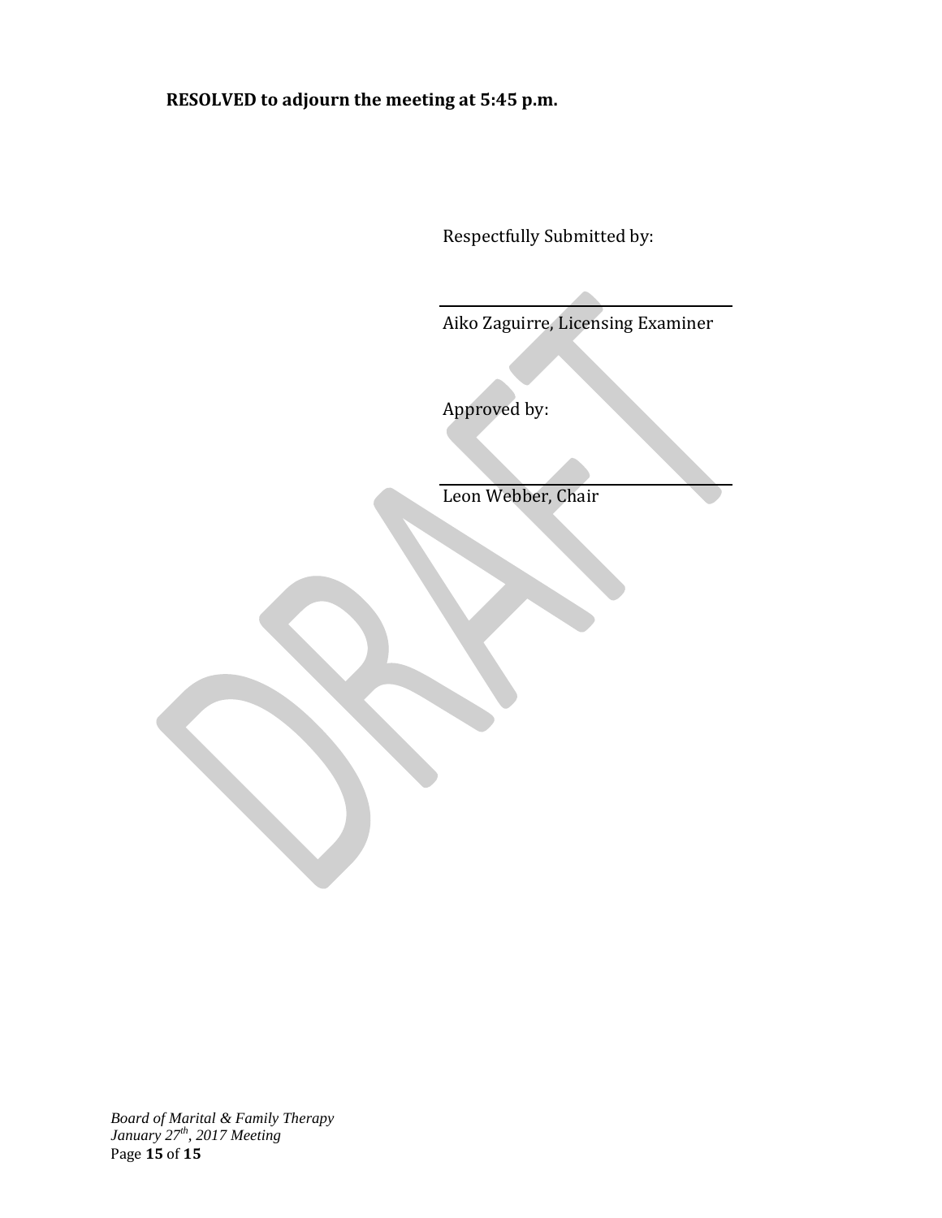**RESOLVED to adjourn the meeting at 5:45 p.m.**

Respectfully Submitted by:

\_\_\_\_\_\_\_\_\_\_\_\_\_\_\_\_\_\_\_\_\_\_\_\_\_\_\_\_\_\_

Aiko Zaguirre, Licensing Examiner

Approved by:

\_\_\_\_\_\_\_\_\_\_\_\_\_\_\_\_\_\_\_\_\_\_\_\_\_\_\_\_\_\_

Leon Webber, Chair

DRAFT